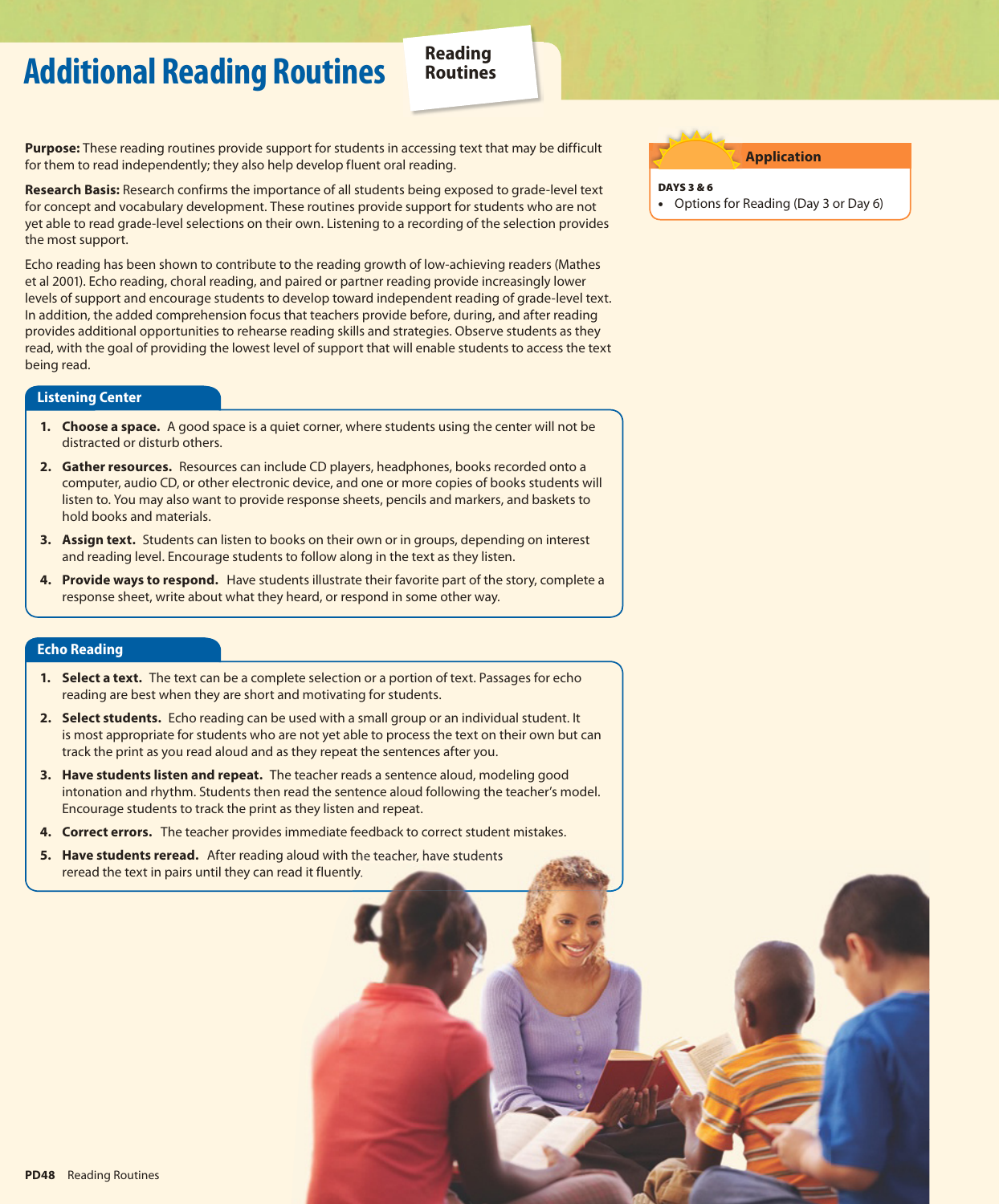# Additional Reading Routines

**Reading Routines**

**Purpose:** These reading routines provide support for students in accessing text that may be difficult for them to read independently; they also help develop fluent oral reading.

**Research Basis:** Research confirms the importance of all students being exposed to grade-level text for concept and vocabulary development. These routines provide support for students who are not yet able to read grade-level selections on their own. Listening to a recording of the selection provides the most support.

Echo reading has been shown to contribute to the reading growth of low-achieving readers (Mathes et al 2001). Echo reading, choral reading, and paired or partner reading provide increasingly lower levels of support and encourage students to develop toward independent reading of grade-level text. In addition, the added comprehension focus that teachers provide before, during, and after reading provides additional opportunities to rehearse reading skills and strategies. Observe students as they read, with the goal of providing the lowest level of support that will enable students to access the text being read.

**Application**

**DAYS 3 & 6**

- Options for Reading (Day 3 or Day 6)

## Listening Center

1. **Choose a space.** A good space is a quiet corner, where students using the center will not be distracted or disturb others.
2. **Gather resources.** Resources can include CD players, headphones, books recorded onto a computer, audio CD, or other electronic device, and one or more copies of books students will listen to. You may also want to provide response sheets, pencils and markers, and baskets to hold books and materials.
3. **Assign text.** Students can listen to books on their own or in groups, depending on interest and reading level. Encourage students to follow along in the text as they listen.
4. **Provide ways to respond.** Have students illustrate their favorite part of the story, complete a response sheet, write about what they heard, or respond in some other way.

## Echo Reading

1. **Select a text.** The text can be a complete selection or a portion of text. Passages for echo reading are best when they are short and motivating for students.
2. **Select students.** Echo reading can be used with a small group or an individual student. It is most appropriate for students who are not yet able to process the text on their own but can track the print as you read aloud and as they repeat the sentences after you.
3. **Have students listen and repeat.** The teacher reads a sentence aloud, modeling good intonation and rhythm. Students then read the sentence aloud following the teacher's model. Encourage students to track the print as they listen and repeat.
4. **Correct errors.** The teacher provides immediate feedback to correct student mistakes.
5. **Have students reread.** After reading aloud with the teacher, have students reread the text in pairs until they can read it fluently.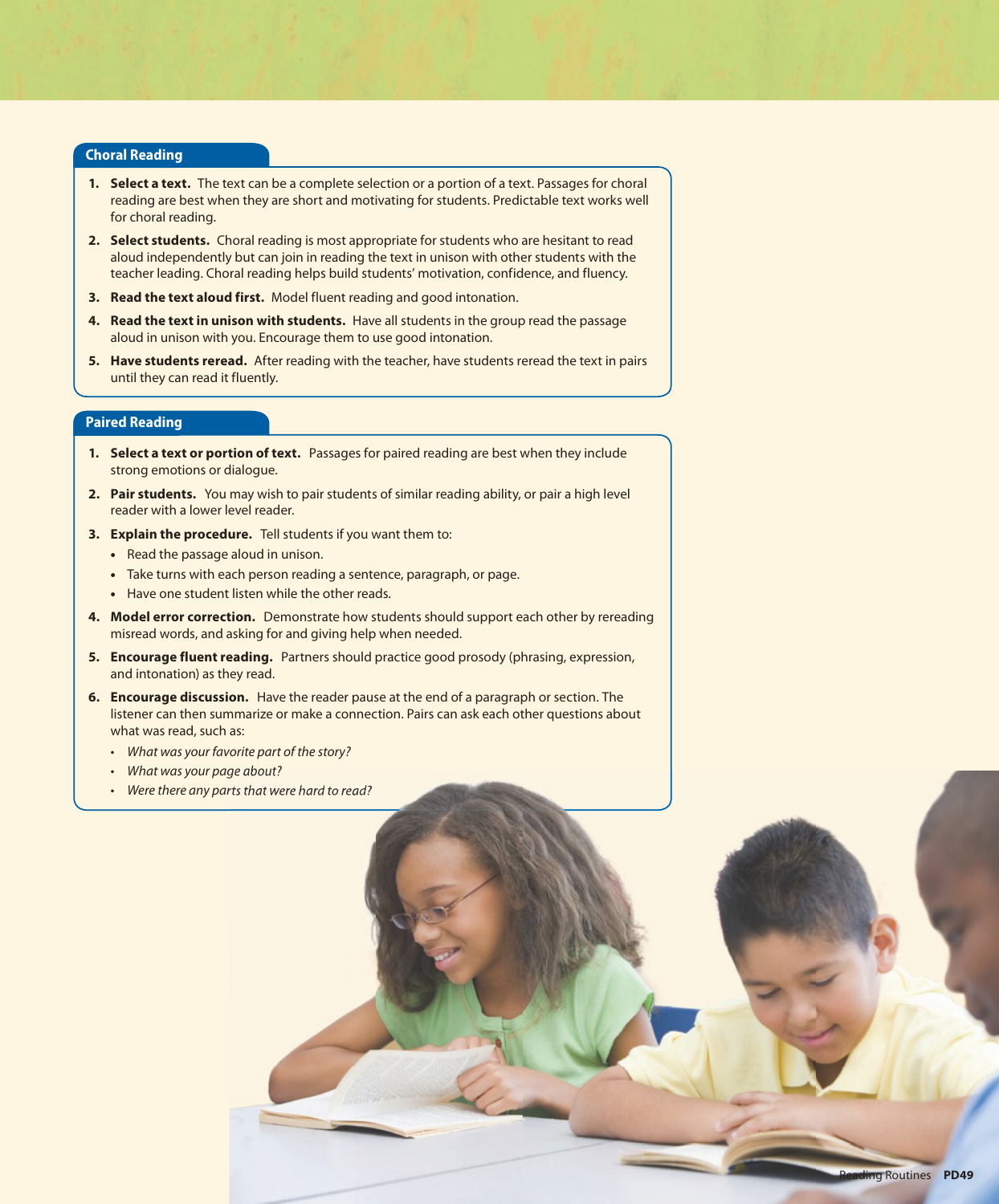## Choral Reading

1. **Select a text.** The text can be a complete selection or a portion of a text. Passages for choral reading are best when they are short and motivating for students. Predictable text works well for choral reading.
2. **Select students.** Choral reading is most appropriate for students who are hesitant to read aloud independently but can join in reading the text in unison with other students with the teacher leading. Choral reading helps build students' motivation, confidence, and fluency.
3. **Read the text aloud first.** Model fluent reading and good intonation.
4. **Read the text in unison with students.** Have all students in the group read the passage aloud in unison with you. Encourage them to use good intonation.
5. **Have students reread.** After reading with the teacher, have students reread the text in pairs until they can read it fluently.

## Paired Reading

1. **Select a text or portion of text.** Passages for paired reading are best when they include strong emotions or dialogue.
2. **Pair students.** You may wish to pair students of similar reading ability, or pair a high level reader with a lower level reader.
3. **Explain the procedure.** Tell students if you want them to:
   - Read the passage aloud in unison.
   - Take turns with each person reading a sentence, paragraph, or page.
   - Have one student listen while the other reads.
4. **Model error correction.** Demonstrate how students should support each other by rereading misread words, and asking for and giving help when needed.
5. **Encourage fluent reading.** Partners should practice good prosody (phrasing, expression, and intonation) as they read.
6. **Encourage discussion.** Have the reader pause at the end of a paragraph or section. The listener can then summarize or make a connection. Pairs can ask each other questions about what was read, such as:
   - *What was your favorite part of the story?*
   - *What was your page about?*
   - *Were there any parts that were hard to read?*